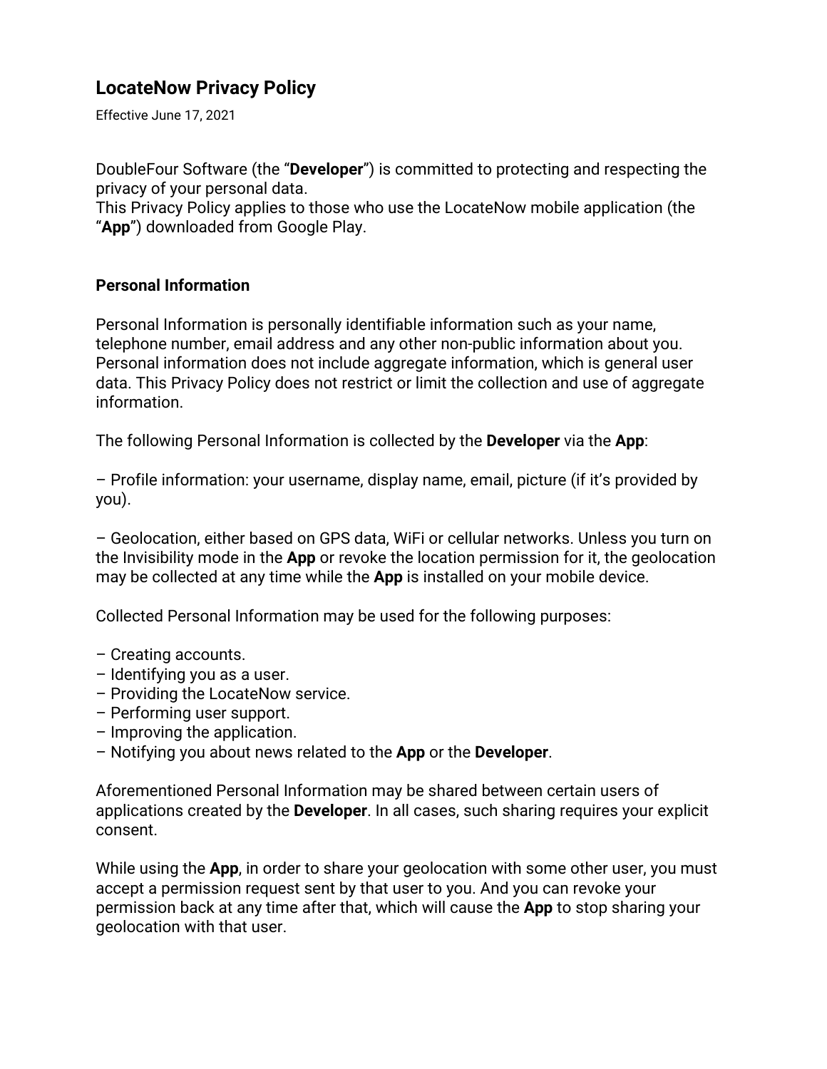# LocateNow Privacy Policy

Effective June 17, 2021

DoubleFour Software (the "**Developer**") is committed to protecting and respecting the privacy of your personal data.
This Privacy Policy applies to those who use the LocateNow mobile application (the "**App**") downloaded from Google Play.

## Personal Information

Personal Information is personally identifiable information such as your name, telephone number, email address and any other non-public information about you. Personal information does not include aggregate information, which is general user data. This Privacy Policy does not restrict or limit the collection and use of aggregate information.

The following Personal Information is collected by the **Developer** via the **App**:

– Profile information: your username, display name, email, picture (if it's provided by you).

– Geolocation, either based on GPS data, WiFi or cellular networks. Unless you turn on the Invisibility mode in the **App** or revoke the location permission for it, the geolocation may be collected at any time while the **App** is installed on your mobile device.

Collected Personal Information may be used for the following purposes:

– Creating accounts.
– Identifying you as a user.
– Providing the LocateNow service.
– Performing user support.
– Improving the application.
– Notifying you about news related to the **App** or the **Developer**.

Aforementioned Personal Information may be shared between certain users of applications created by the **Developer**. In all cases, such sharing requires your explicit consent.

While using the **App**, in order to share your geolocation with some other user, you must accept a permission request sent by that user to you. And you can revoke your permission back at any time after that, which will cause the **App** to stop sharing your geolocation with that user.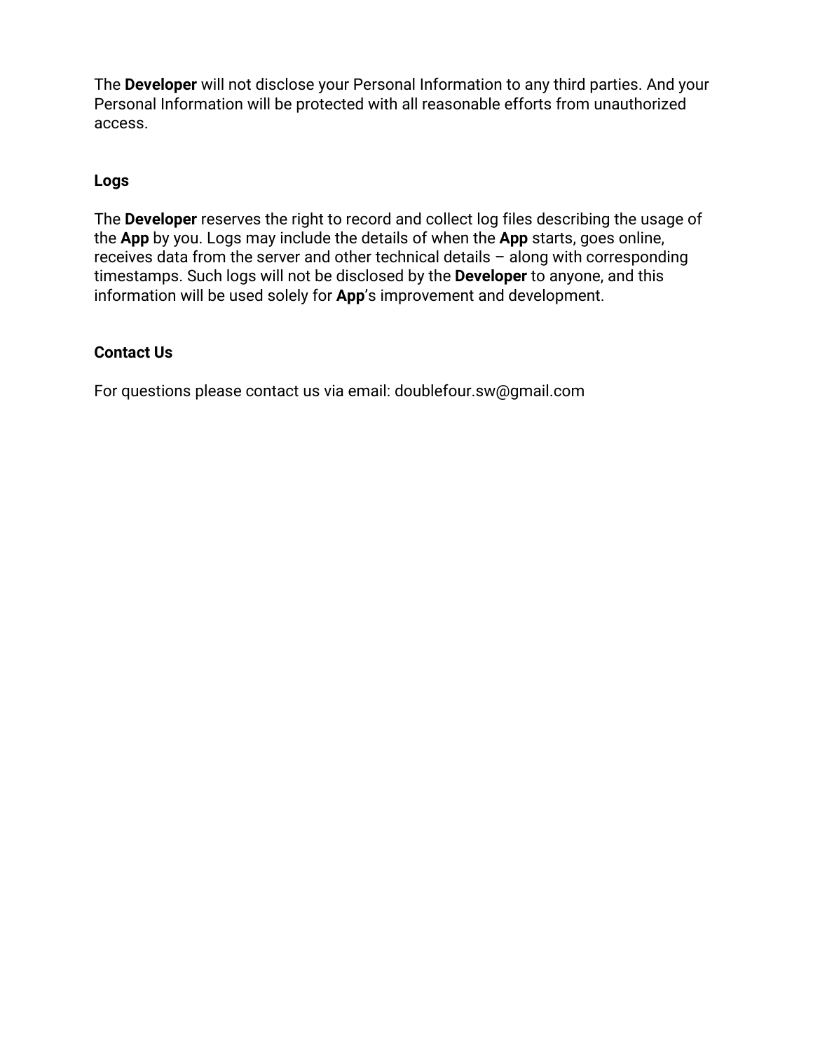The **Developer** will not disclose your Personal Information to any third parties. And your Personal Information will be protected with all reasonable efforts from unauthorized access.

## Logs

The **Developer** reserves the right to record and collect log files describing the usage of the **App** by you. Logs may include the details of when the **App** starts, goes online, receives data from the server and other technical details – along with corresponding timestamps. Such logs will not be disclosed by the **Developer** to anyone, and this information will be used solely for **App**'s improvement and development.

## Contact Us

For questions please contact us via email: doublefour.sw@gmail.com